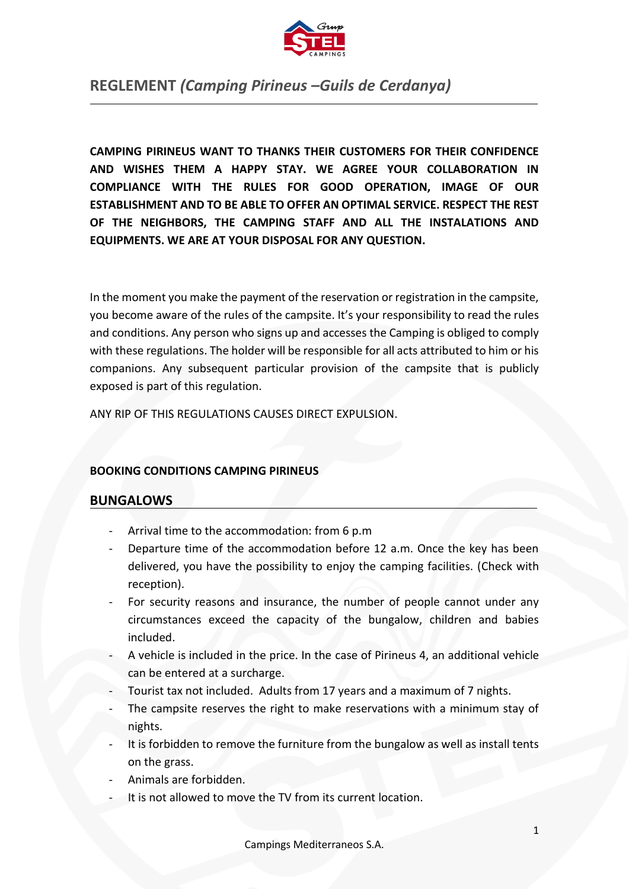# REGLEMENT *(Camping Pirineus –Guils de Cerdanya)*

**CAMPING PIRINEUS WANT TO THANKS THEIR CUSTOMERS FOR THEIR CONFIDENCE AND WISHES THEM A HAPPY STAY. WE AGREE YOUR COLLABORATION IN COMPLIANCE WITH THE RULES FOR GOOD OPERATION, IMAGE OF OUR ESTABLISHMENT AND TO BE ABLE TO OFFER AN OPTIMAL SERVICE. RESPECT THE REST OF THE NEIGHBORS, THE CAMPING STAFF AND ALL THE INSTALATIONS AND EQUIPMENTS. WE ARE AT YOUR DISPOSAL FOR ANY QUESTION.**

In the moment you make the payment of the reservation or registration in the campsite, you become aware of the rules of the campsite. It's your responsibility to read the rules and conditions. Any person who signs up and accesses the Camping is obliged to comply with these regulations. The holder will be responsible for all acts attributed to him or his companions. Any subsequent particular provision of the campsite that is publicly exposed is part of this regulation.

ANY RIP OF THIS REGULATIONS CAUSES DIRECT EXPULSION.

**BOOKING CONDITIONS CAMPING PIRINEUS**

## BUNGALOWS

- Arrival time to the accommodation: from 6 p.m
- Departure time of the accommodation before 12 a.m. Once the key has been delivered, you have the possibility to enjoy the camping facilities. (Check with reception).
- For security reasons and insurance, the number of people cannot under any circumstances exceed the capacity of the bungalow, children and babies included.
- A vehicle is included in the price. In the case of Pirineus 4, an additional vehicle can be entered at a surcharge.
- Tourist tax not included. Adults from 17 years and a maximum of 7 nights.
- The campsite reserves the right to make reservations with a minimum stay of nights.
- It is forbidden to remove the furniture from the bungalow as well as install tents on the grass.
- Animals are forbidden.
- It is not allowed to move the TV from its current location.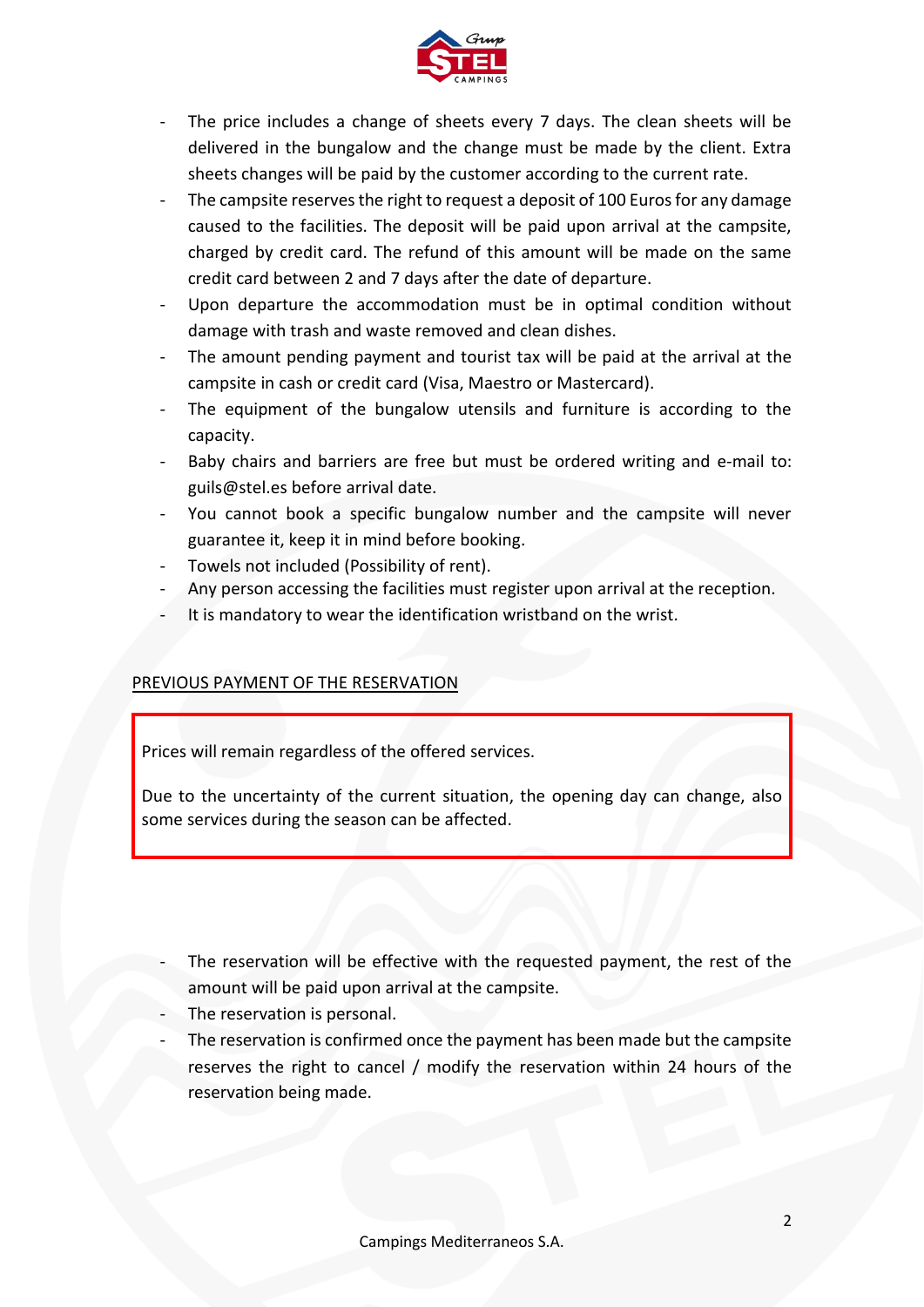- The price includes a change of sheets every 7 days. The clean sheets will be delivered in the bungalow and the change must be made by the client. Extra sheets changes will be paid by the customer according to the current rate.
- The campsite reserves the right to request a deposit of 100 Euros for any damage caused to the facilities. The deposit will be paid upon arrival at the campsite, charged by credit card. The refund of this amount will be made on the same credit card between 2 and 7 days after the date of departure.
- Upon departure the accommodation must be in optimal condition without damage with trash and waste removed and clean dishes.
- The amount pending payment and tourist tax will be paid at the arrival at the campsite in cash or credit card (Visa, Maestro or Mastercard).
- The equipment of the bungalow utensils and furniture is according to the capacity.
- Baby chairs and barriers are free but must be ordered writing and e-mail to: guils@stel.es before arrival date.
- You cannot book a specific bungalow number and the campsite will never guarantee it, keep it in mind before booking.
- Towels not included (Possibility of rent).
- Any person accessing the facilities must register upon arrival at the reception.
- It is mandatory to wear the identification wristband on the wrist.

## PREVIOUS PAYMENT OF THE RESERVATION

Prices will remain regardless of the offered services.

Due to the uncertainty of the current situation, the opening day can change, also some services during the season can be affected.

- The reservation will be effective with the requested payment, the rest of the amount will be paid upon arrival at the campsite.
- The reservation is personal.
- The reservation is confirmed once the payment has been made but the campsite reserves the right to cancel / modify the reservation within 24 hours of the reservation being made.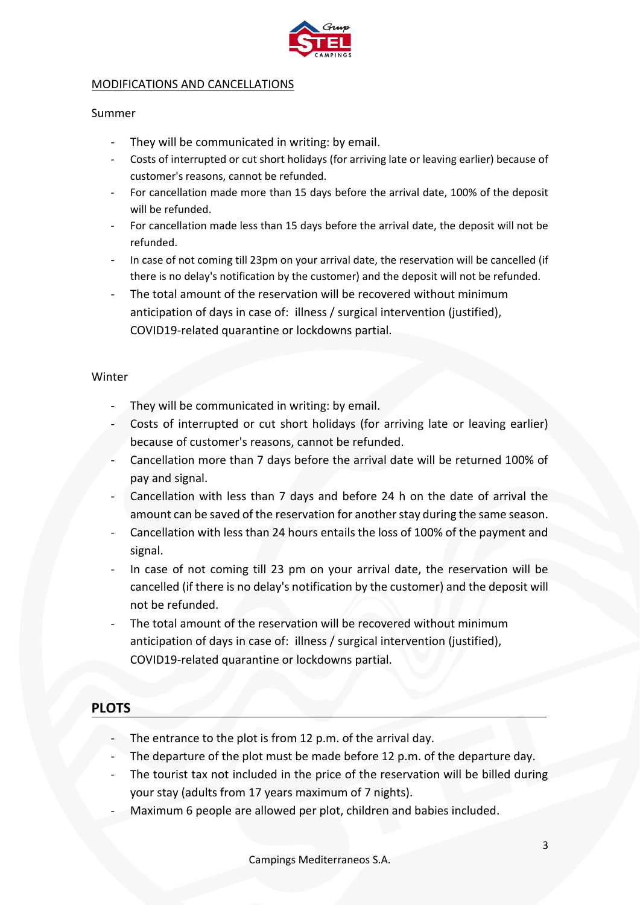MODIFICATIONS AND CANCELLATIONS

Summer

- They will be communicated in writing: by email.
- Costs of interrupted or cut short holidays (for arriving late or leaving earlier) because of customer's reasons, cannot be refunded.
- For cancellation made more than 15 days before the arrival date, 100% of the deposit will be refunded.
- For cancellation made less than 15 days before the arrival date, the deposit will not be refunded.
- In case of not coming till 23pm on your arrival date, the reservation will be cancelled (if there is no delay's notification by the customer) and the deposit will not be refunded.
- The total amount of the reservation will be recovered without minimum anticipation of days in case of: illness / surgical intervention (justified), COVID19-related quarantine or lockdowns partial.

Winter

- They will be communicated in writing: by email.
- Costs of interrupted or cut short holidays (for arriving late or leaving earlier) because of customer's reasons, cannot be refunded.
- Cancellation more than 7 days before the arrival date will be returned 100% of pay and signal.
- Cancellation with less than 7 days and before 24 h on the date of arrival the amount can be saved of the reservation for another stay during the same season.
- Cancellation with less than 24 hours entails the loss of 100% of the payment and signal.
- In case of not coming till 23 pm on your arrival date, the reservation will be cancelled (if there is no delay's notification by the customer) and the deposit will not be refunded.
- The total amount of the reservation will be recovered without minimum anticipation of days in case of: illness / surgical intervention (justified), COVID19-related quarantine or lockdowns partial.

## PLOTS

- The entrance to the plot is from 12 p.m. of the arrival day.
- The departure of the plot must be made before 12 p.m. of the departure day.
- The tourist tax not included in the price of the reservation will be billed during your stay (adults from 17 years maximum of 7 nights).
- Maximum 6 people are allowed per plot, children and babies included.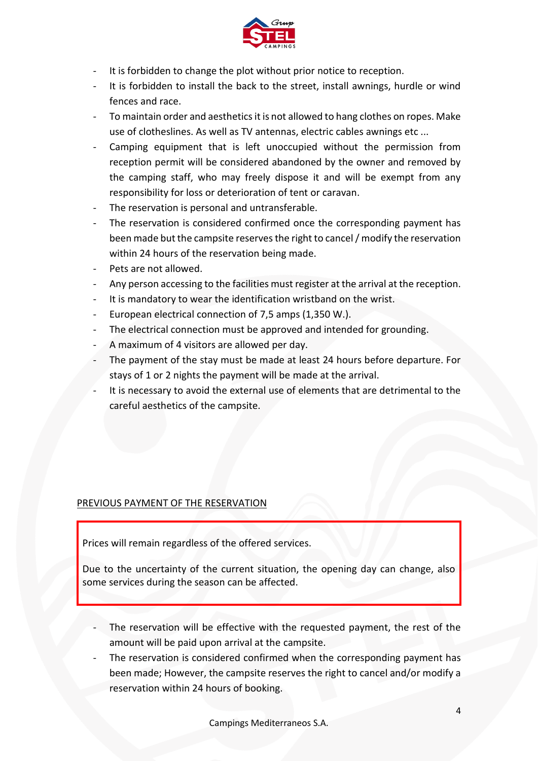- It is forbidden to change the plot without prior notice to reception.
- It is forbidden to install the back to the street, install awnings, hurdle or wind fences and race.
- To maintain order and aesthetics it is not allowed to hang clothes on ropes. Make use of clotheslines. As well as TV antennas, electric cables awnings etc ...
- Camping equipment that is left unoccupied without the permission from reception permit will be considered abandoned by the owner and removed by the camping staff, who may freely dispose it and will be exempt from any responsibility for loss or deterioration of tent or caravan.
- The reservation is personal and untransferable.
- The reservation is considered confirmed once the corresponding payment has been made but the campsite reserves the right to cancel / modify the reservation within 24 hours of the reservation being made.
- Pets are not allowed.
- Any person accessing to the facilities must register at the arrival at the reception.
- It is mandatory to wear the identification wristband on the wrist.
- European electrical connection of 7,5 amps (1,350 W.).
- The electrical connection must be approved and intended for grounding.
- A maximum of 4 visitors are allowed per day.
- The payment of the stay must be made at least 24 hours before departure. For stays of 1 or 2 nights the payment will be made at the arrival.
- It is necessary to avoid the external use of elements that are detrimental to the careful aesthetics of the campsite.

PREVIOUS PAYMENT OF THE RESERVATION

Prices will remain regardless of the offered services.

Due to the uncertainty of the current situation, the opening day can change, also some services during the season can be affected.

- The reservation will be effective with the requested payment, the rest of the amount will be paid upon arrival at the campsite.
- The reservation is considered confirmed when the corresponding payment has been made; However, the campsite reserves the right to cancel and/or modify a reservation within 24 hours of booking.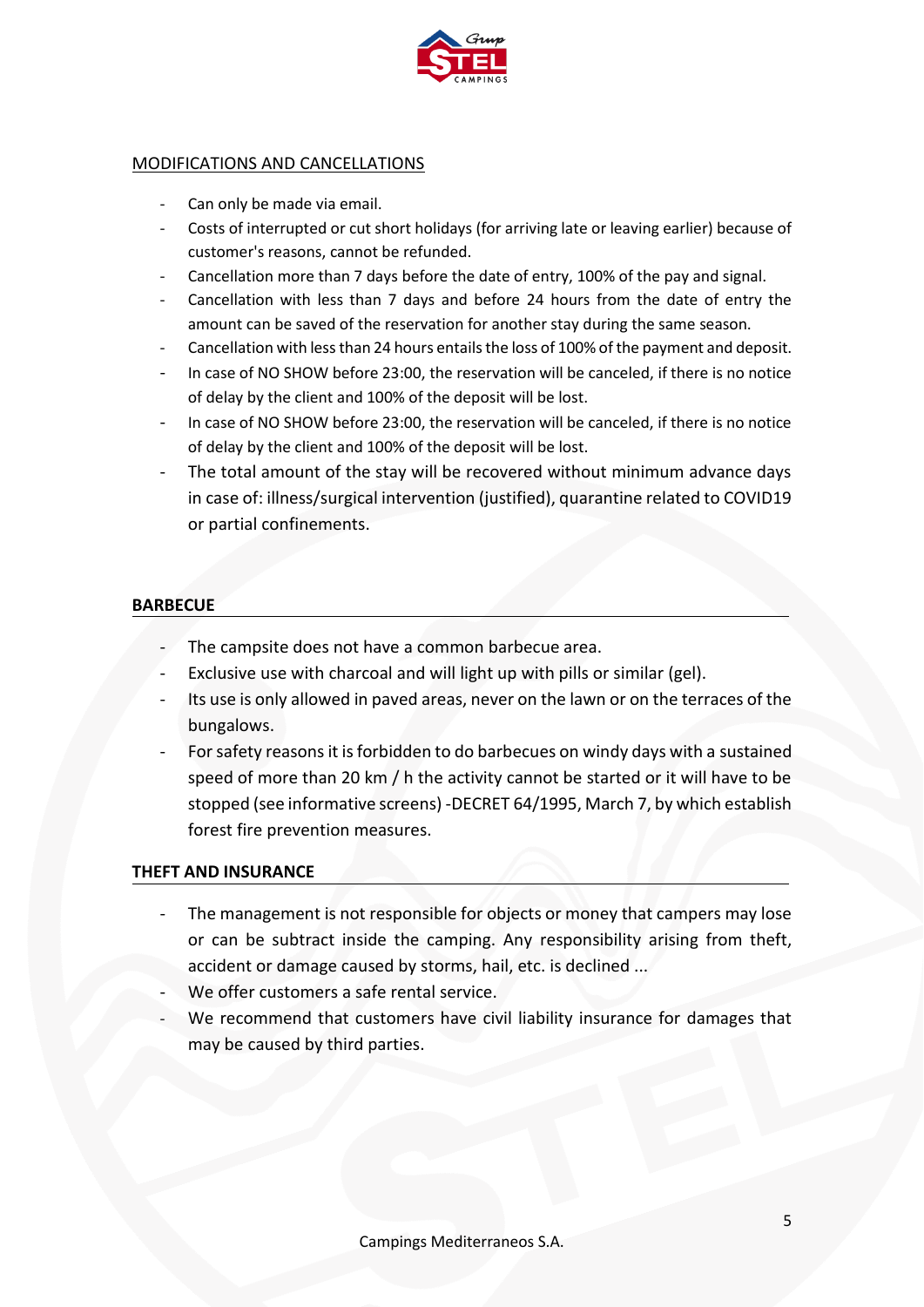## MODIFICATIONS AND CANCELLATIONS

- Can only be made via email.
- Costs of interrupted or cut short holidays (for arriving late or leaving earlier) because of customer's reasons, cannot be refunded.
- Cancellation more than 7 days before the date of entry, 100% of the pay and signal.
- Cancellation with less than 7 days and before 24 hours from the date of entry the amount can be saved of the reservation for another stay during the same season.
- Cancellation with less than 24 hours entails the loss of 100% of the payment and deposit.
- In case of NO SHOW before 23:00, the reservation will be canceled, if there is no notice of delay by the client and 100% of the deposit will be lost.
- In case of NO SHOW before 23:00, the reservation will be canceled, if there is no notice of delay by the client and 100% of the deposit will be lost.
- The total amount of the stay will be recovered without minimum advance days in case of: illness/surgical intervention (justified), quarantine related to COVID19 or partial confinements.

## BARBECUE

- The campsite does not have a common barbecue area.
- Exclusive use with charcoal and will light up with pills or similar (gel).
- Its use is only allowed in paved areas, never on the lawn or on the terraces of the bungalows.
- For safety reasons it is forbidden to do barbecues on windy days with a sustained speed of more than 20 km / h the activity cannot be started or it will have to be stopped (see informative screens) -DECRET 64/1995, March 7, by which establish forest fire prevention measures.

## THEFT AND INSURANCE

- The management is not responsible for objects or money that campers may lose or can be subtract inside the camping. Any responsibility arising from theft, accident or damage caused by storms, hail, etc. is declined ...
- We offer customers a safe rental service.
- We recommend that customers have civil liability insurance for damages that may be caused by third parties.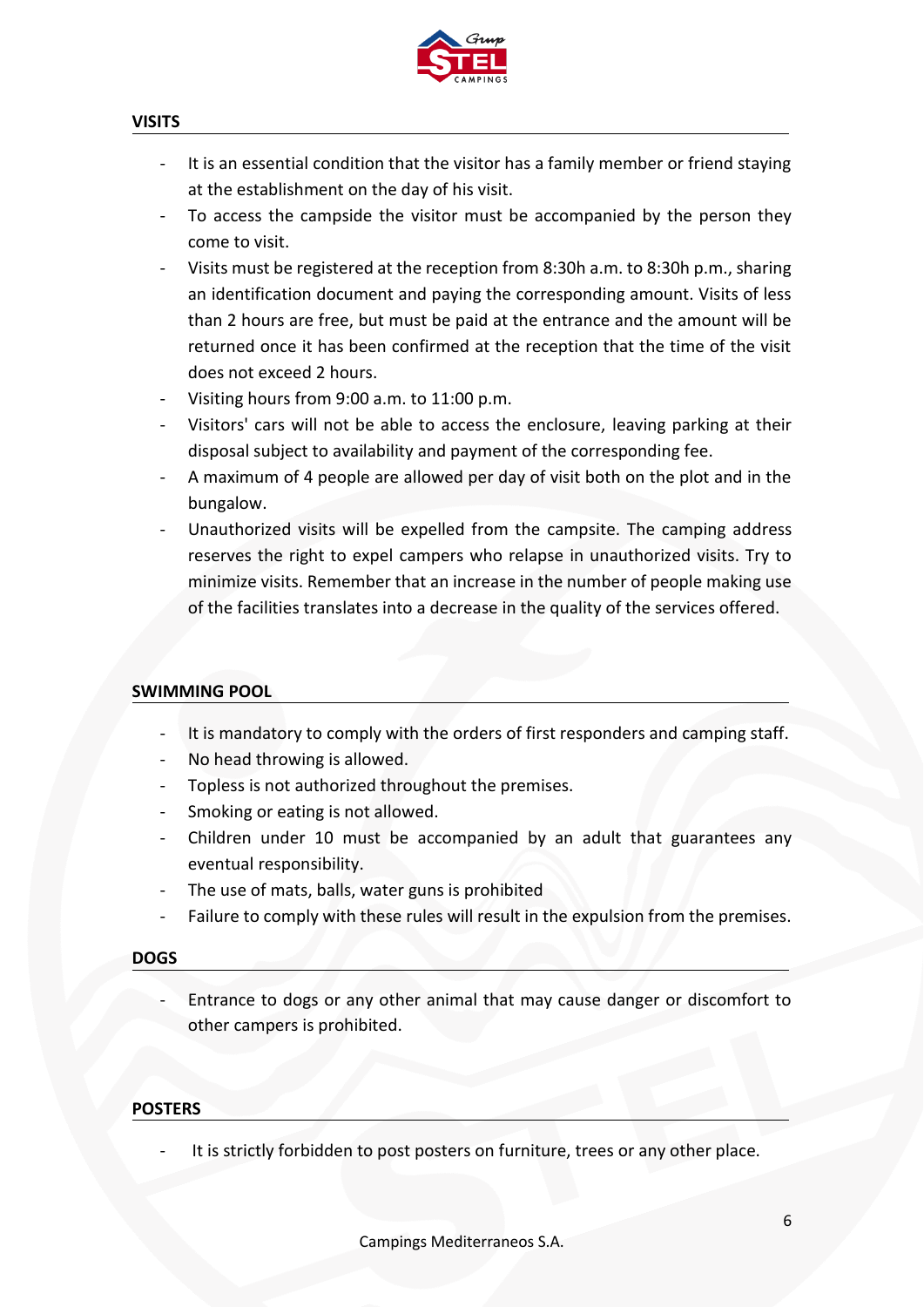## VISITS

- It is an essential condition that the visitor has a family member or friend staying at the establishment on the day of his visit.
- To access the campside the visitor must be accompanied by the person they come to visit.
- Visits must be registered at the reception from 8:30h a.m. to 8:30h p.m., sharing an identification document and paying the corresponding amount. Visits of less than 2 hours are free, but must be paid at the entrance and the amount will be returned once it has been confirmed at the reception that the time of the visit does not exceed 2 hours.
- Visiting hours from 9:00 a.m. to 11:00 p.m.
- Visitors' cars will not be able to access the enclosure, leaving parking at their disposal subject to availability and payment of the corresponding fee.
- A maximum of 4 people are allowed per day of visit both on the plot and in the bungalow.
- Unauthorized visits will be expelled from the campsite. The camping address reserves the right to expel campers who relapse in unauthorized visits. Try to minimize visits. Remember that an increase in the number of people making use of the facilities translates into a decrease in the quality of the services offered.

## SWIMMING POOL

- It is mandatory to comply with the orders of first responders and camping staff.
- No head throwing is allowed.
- Topless is not authorized throughout the premises.
- Smoking or eating is not allowed.
- Children under 10 must be accompanied by an adult that guarantees any eventual responsibility.
- The use of mats, balls, water guns is prohibited
- Failure to comply with these rules will result in the expulsion from the premises.

## DOGS

- Entrance to dogs or any other animal that may cause danger or discomfort to other campers is prohibited.

## POSTERS

- It is strictly forbidden to post posters on furniture, trees or any other place.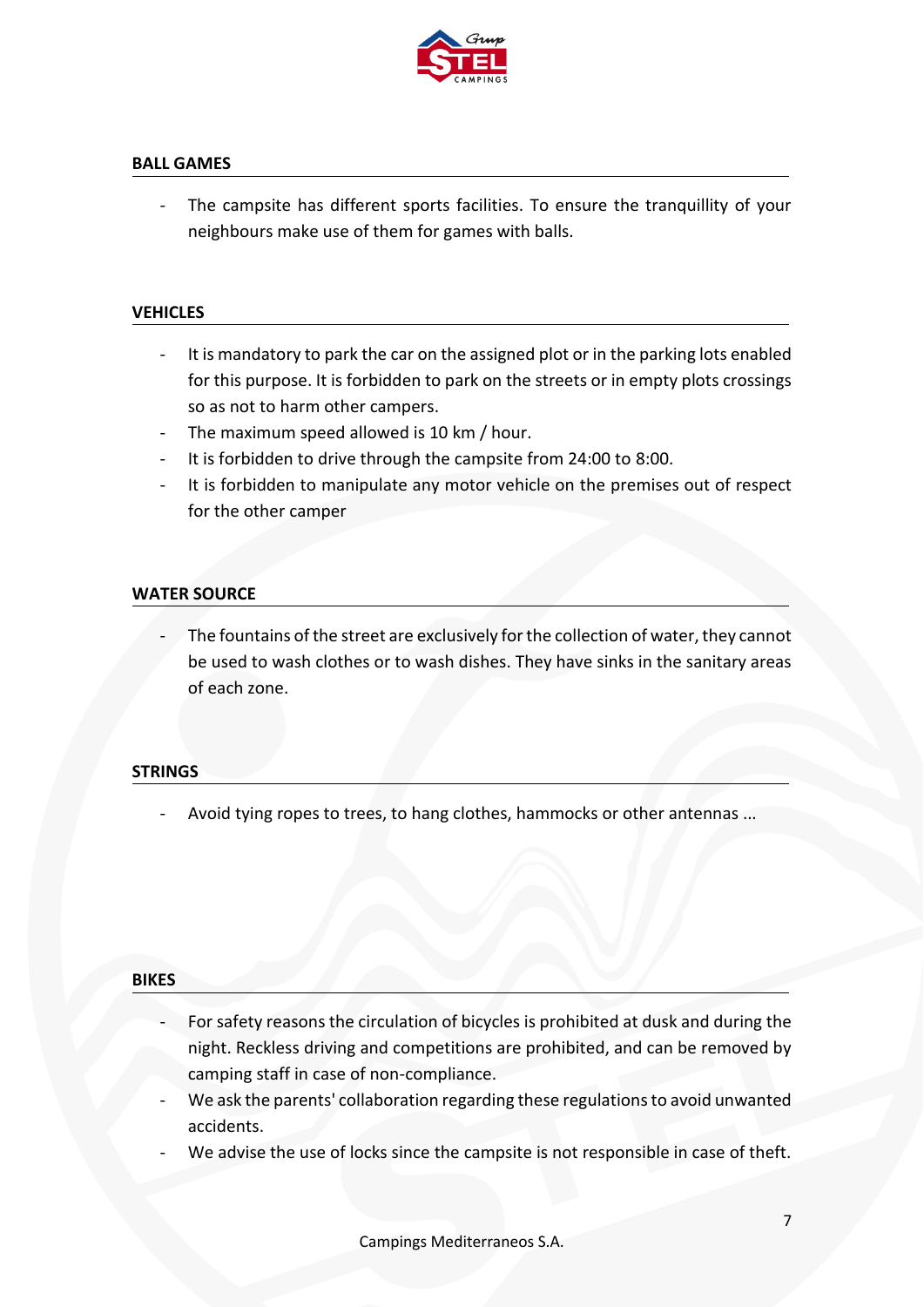## BALL GAMES

- The campsite has different sports facilities. To ensure the tranquillity of your neighbours make use of them for games with balls.

## VEHICLES

- It is mandatory to park the car on the assigned plot or in the parking lots enabled for this purpose. It is forbidden to park on the streets or in empty plots crossings so as not to harm other campers.
- The maximum speed allowed is 10 km / hour.
- It is forbidden to drive through the campsite from 24:00 to 8:00.
- It is forbidden to manipulate any motor vehicle on the premises out of respect for the other camper

## WATER SOURCE

- The fountains of the street are exclusively for the collection of water, they cannot be used to wash clothes or to wash dishes. They have sinks in the sanitary areas of each zone.

## STRINGS

- Avoid tying ropes to trees, to hang clothes, hammocks or other antennas ...

## BIKES

- For safety reasons the circulation of bicycles is prohibited at dusk and during the night. Reckless driving and competitions are prohibited, and can be removed by camping staff in case of non-compliance.
- We ask the parents' collaboration regarding these regulations to avoid unwanted accidents.
- We advise the use of locks since the campsite is not responsible in case of theft.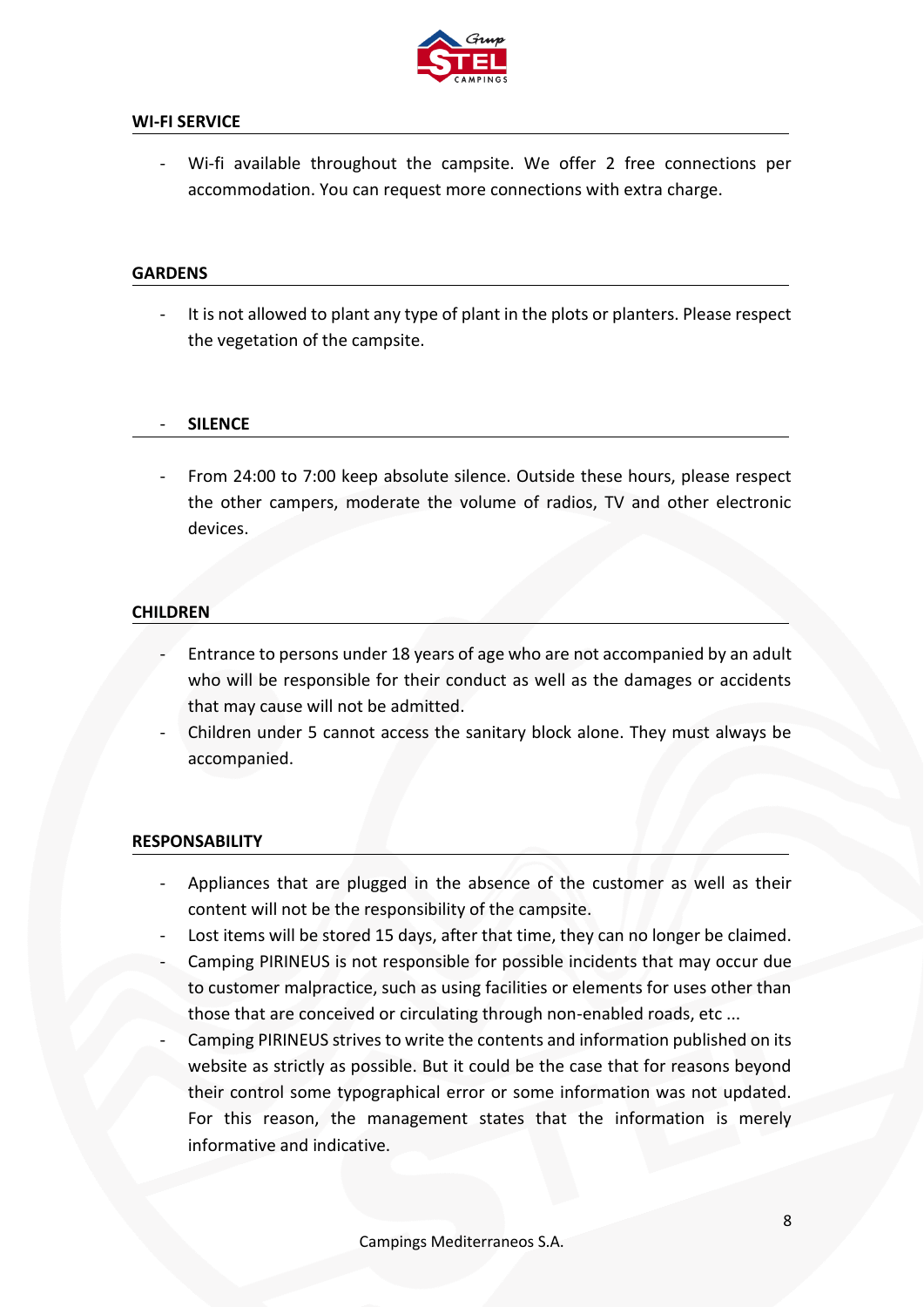**WI-FI SERVICE**

- Wi-fi available throughout the campsite. We offer 2 free connections per accommodation. You can request more connections with extra charge.

**GARDENS**

- It is not allowed to plant any type of plant in the plots or planters. Please respect the vegetation of the campsite.

- **SILENCE**

- From 24:00 to 7:00 keep absolute silence. Outside these hours, please respect the other campers, moderate the volume of radios, TV and other electronic devices.

**CHILDREN**

- Entrance to persons under 18 years of age who are not accompanied by an adult who will be responsible for their conduct as well as the damages or accidents that may cause will not be admitted.
- Children under 5 cannot access the sanitary block alone. They must always be accompanied.

**RESPONSABILITY**

- Appliances that are plugged in the absence of the customer as well as their content will not be the responsibility of the campsite.
- Lost items will be stored 15 days, after that time, they can no longer be claimed.
- Camping PIRINEUS is not responsible for possible incidents that may occur due to customer malpractice, such as using facilities or elements for uses other than those that are conceived or circulating through non-enabled roads, etc ...
- Camping PIRINEUS strives to write the contents and information published on its website as strictly as possible. But it could be the case that for reasons beyond their control some typographical error or some information was not updated. For this reason, the management states that the information is merely informative and indicative.

Campings Mediterraneos S.A.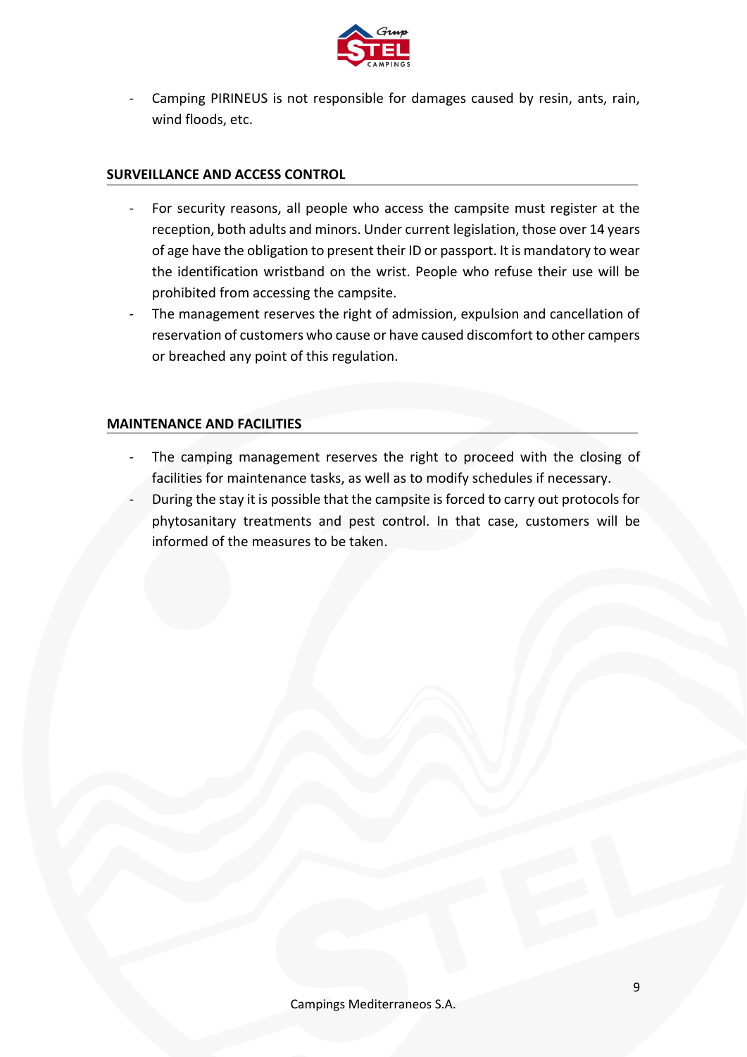- Camping PIRINEUS is not responsible for damages caused by resin, ants, rain, wind floods, etc.

**SURVEILLANCE AND ACCESS CONTROL**

- For security reasons, all people who access the campsite must register at the reception, both adults and minors. Under current legislation, those over 14 years of age have the obligation to present their ID or passport. It is mandatory to wear the identification wristband on the wrist. People who refuse their use will be prohibited from accessing the campsite.
- The management reserves the right of admission, expulsion and cancellation of reservation of customers who cause or have caused discomfort to other campers or breached any point of this regulation.

**MAINTENANCE AND FACILITIES**

- The camping management reserves the right to proceed with the closing of facilities for maintenance tasks, as well as to modify schedules if necessary.
- During the stay it is possible that the campsite is forced to carry out protocols for phytosanitary treatments and pest control. In that case, customers will be informed of the measures to be taken.